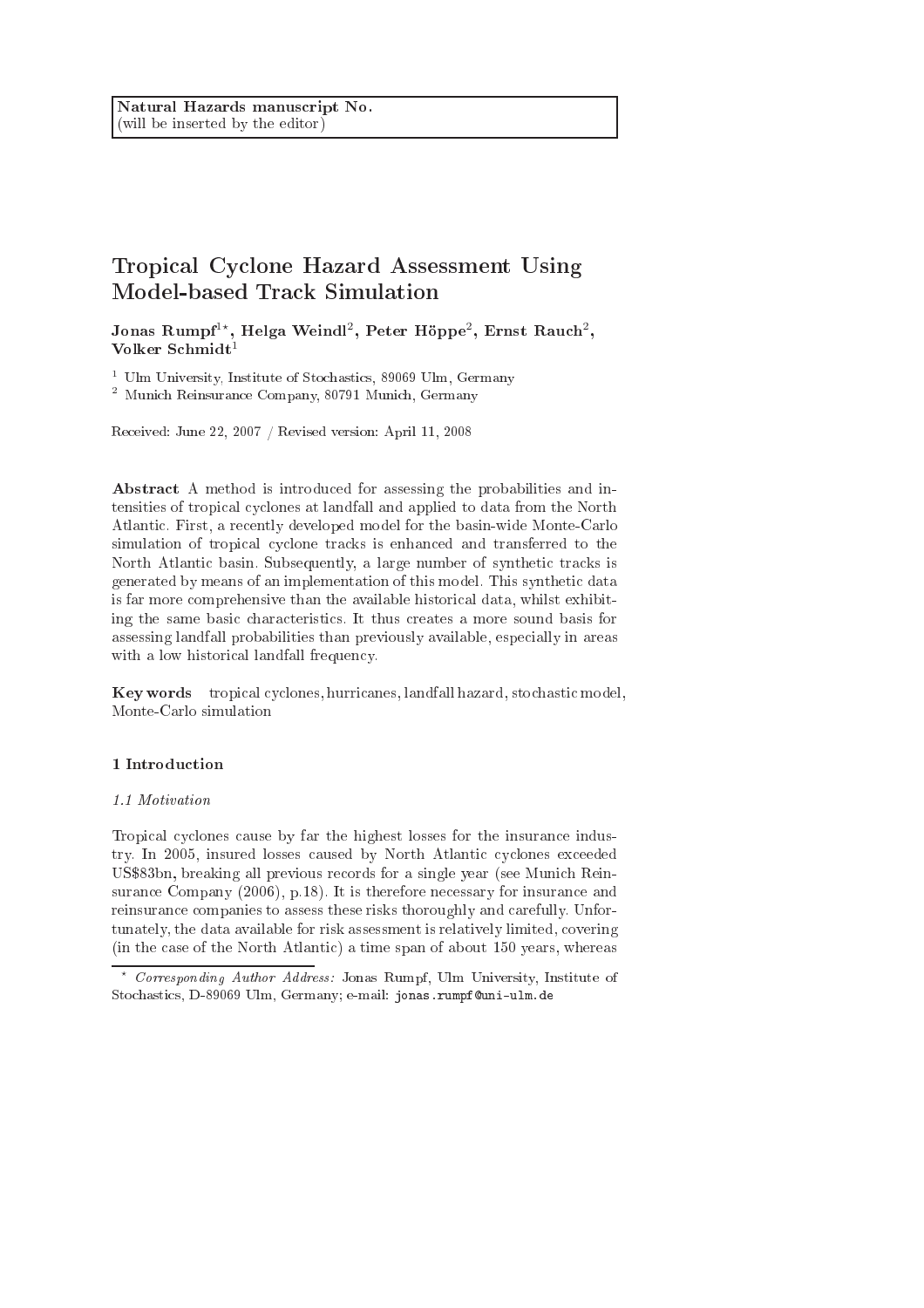Natural Hazards manuscript No.
(will be inserted by the editor)

# Tropical Cyclone Hazard Assessment Using Model-based Track Simulation

**Jonas Rumpf[1⋆], Helga Weindl[2], Peter Höppe[2], Ernst Rauch[2], Volker Schmidt[1]**

[1] Ulm University, Institute of Stochastics, 89069 Ulm, Germany

[2] Munich Reinsurance Company, 80791 Munich, Germany

Received: June 22, 2007 / Revised version: April 11, 2008

**Abstract** A method is introduced for assessing the probabilities and intensities of tropical cyclones at landfall and applied to data from the North Atlantic. First, a recently developed model for the basin-wide Monte-Carlo simulation of tropical cyclone tracks is enhanced and transferred to the North Atlantic basin. Subsequently, a large number of synthetic tracks is generated by means of an implementation of this model. This synthetic data is far more comprehensive than the available historical data, whilst exhibiting the same basic characteristics. It thus creates a more sound basis for assessing landfall probabilities than previously available, especially in areas with a low historical landfall frequency.

**Key words** tropical cyclones, hurricanes, landfall hazard, stochastic model, Monte-Carlo simulation

## 1 Introduction

### 1.1 Motivation

Tropical cyclones cause by far the highest losses for the insurance industry. In 2005, insured losses caused by North Atlantic cyclones exceeded US$83bn, breaking all previous records for a single year (see Munich Reinsurance Company (2006), p.18). It is therefore necessary for insurance and reinsurance companies to assess these risks thoroughly and carefully. Unfortunately, the data available for risk assessment is relatively limited, covering (in the case of the North Atlantic) a time span of about 150 years, whereas

⋆ *Corresponding Author Address:* Jonas Rumpf, Ulm University, Institute of Stochastics, D-89069 Ulm, Germany; e-mail: jonas.rumpf@uni-ulm.de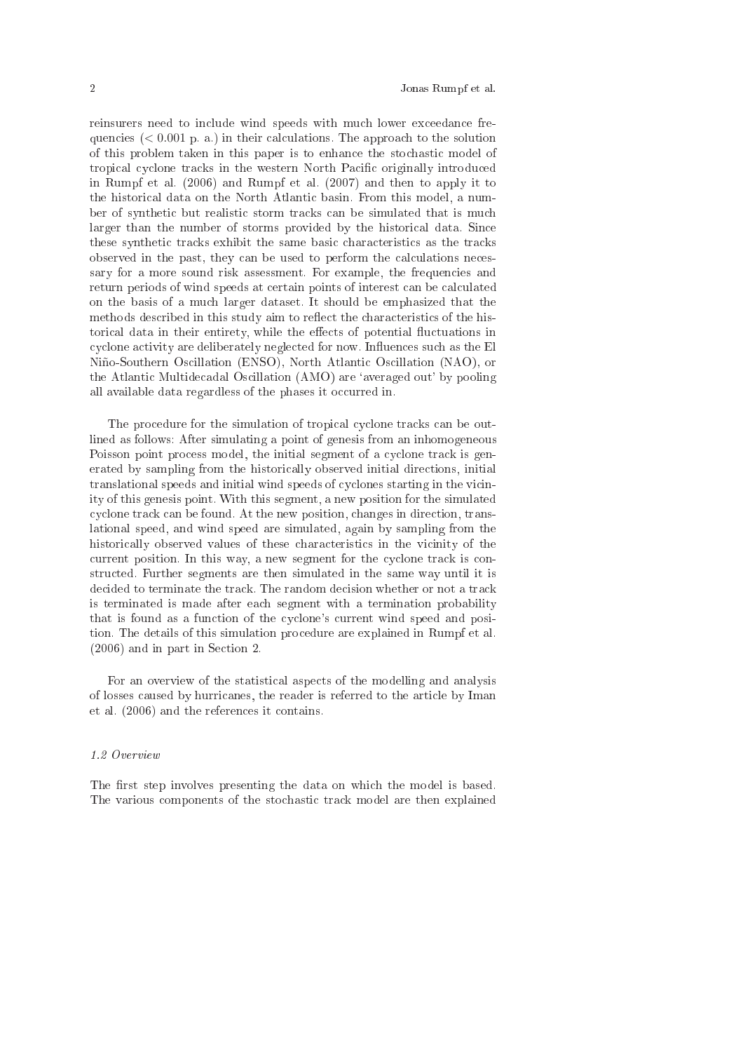reinsurers need to include wind speeds with much lower exceedance frequencies ($< 0.001$ p. a.) in their calculations. The approach to the solution of this problem taken in this paper is to enhance the stochastic model of tropical cyclone tracks in the western North Pacific originally introduced in Rumpf et al. (2006) and Rumpf et al. (2007) and then to apply it to the historical data on the North Atlantic basin. From this model, a number of synthetic but realistic storm tracks can be simulated that is much larger than the number of storms provided by the historical data. Since these synthetic tracks exhibit the same basic characteristics as the tracks observed in the past, they can be used to perform the calculations necessary for a more sound risk assessment. For example, the frequencies and return periods of wind speeds at certain points of interest can be calculated on the basis of a much larger dataset. It should be emphasized that the methods described in this study aim to reflect the characteristics of the historical data in their entirety, while the effects of potential fluctuations in cyclone activity are deliberately neglected for now. Influences such as the El Niño-Southern Oscillation (ENSO), North Atlantic Oscillation (NAO), or the Atlantic Multidecadal Oscillation (AMO) are 'averaged out' by pooling all available data regardless of the phases it occurred in.

The procedure for the simulation of tropical cyclone tracks can be outlined as follows: After simulating a point of genesis from an inhomogeneous Poisson point process model, the initial segment of a cyclone track is generated by sampling from the historically observed initial directions, initial translational speeds and initial wind speeds of cyclones starting in the vicinity of this genesis point. With this segment, a new position for the simulated cyclone track can be found. At the new position, changes in direction, translational speed, and wind speed are simulated, again by sampling from the historically observed values of these characteristics in the vicinity of the current position. In this way, a new segment for the cyclone track is constructed. Further segments are then simulated in the same way until it is decided to terminate the track. The random decision whether or not a track is terminated is made after each segment with a termination probability that is found as a function of the cyclone's current wind speed and position. The details of this simulation procedure are explained in Rumpf et al. (2006) and in part in Section 2.

For an overview of the statistical aspects of the modelling and analysis of losses caused by hurricanes, the reader is referred to the article by Iman et al. (2006) and the references it contains.

### *1.2 Overview*

The first step involves presenting the data on which the model is based. The various components of the stochastic track model are then explained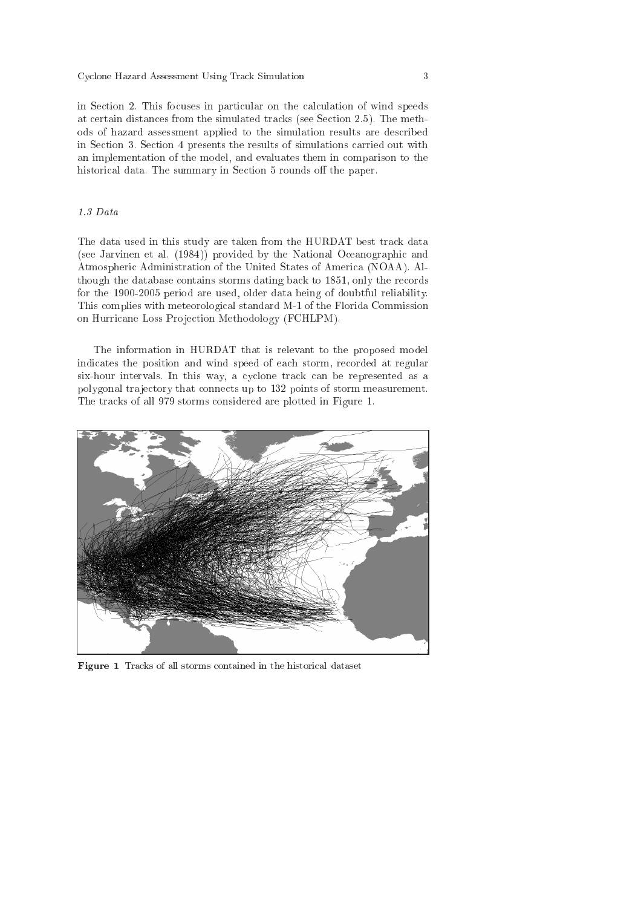in Section 2. This focuses in particular on the calculation of wind speeds at certain distances from the simulated tracks (see Section 2.5). The methods of hazard assessment applied to the simulation results are described in Section 3. Section 4 presents the results of simulations carried out with an implementation of the model, and evaluates them in comparison to the historical data. The summary in Section 5 rounds off the paper.

### *1.3 Data*

The data used in this study are taken from the HURDAT best track data (see Jarvinen et al. (1984)) provided by the National Oceanographic and Atmospheric Administration of the United States of America (NOAA). Although the database contains storms dating back to 1851, only the records for the 1900-2005 period are used, older data being of doubtful reliability. This complies with meteorological standard M-1 of the Florida Commission on Hurricane Loss Projection Methodology (FCHLPM).

The information in HURDAT that is relevant to the proposed model indicates the position and wind speed of each storm, recorded at regular six-hour intervals. In this way, a cyclone track can be represented as a polygonal trajectory that connects up to 132 points of storm measurement. The tracks of all 979 storms considered are plotted in Figure 1.

**Figure 1** Tracks of all storms contained in the historical dataset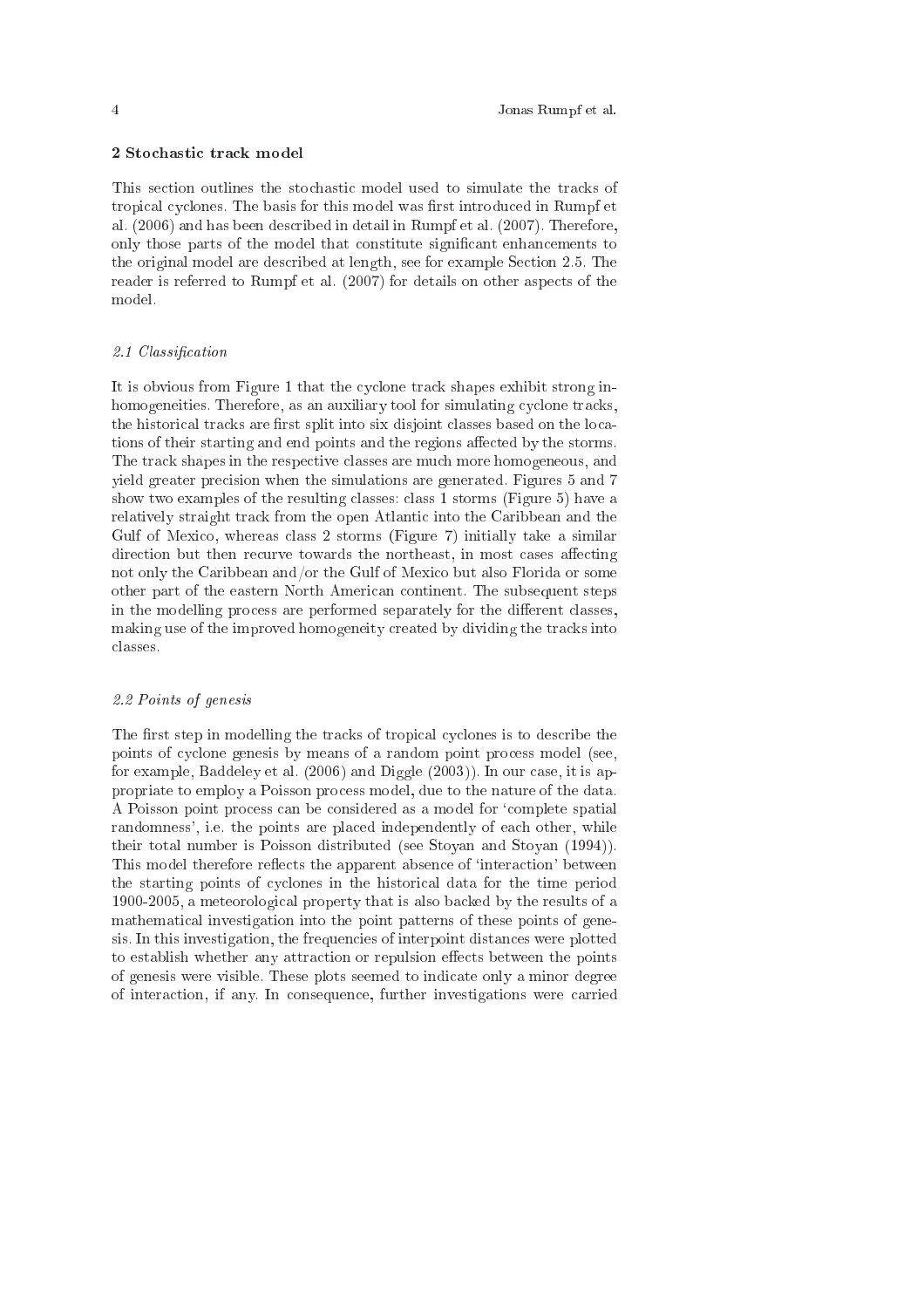## 2 Stochastic track model

This section outlines the stochastic model used to simulate the tracks of tropical cyclones. The basis for this model was first introduced in Rumpf et al. (2006) and has been described in detail in Rumpf et al. (2007). Therefore, only those parts of the model that constitute significant enhancements to the original model are described at length, see for example Section 2.5. The reader is referred to Rumpf et al. (2007) for details on other aspects of the model.

### *2.1 Classification*

It is obvious from Figure 1 that the cyclone track shapes exhibit strong inhomogeneities. Therefore, as an auxiliary tool for simulating cyclone tracks, the historical tracks are first split into six disjoint classes based on the locations of their starting and end points and the regions affected by the storms. The track shapes in the respective classes are much more homogeneous, and yield greater precision when the simulations are generated. Figures 5 and 7 show two examples of the resulting classes: class 1 storms (Figure 5) have a relatively straight track from the open Atlantic into the Caribbean and the Gulf of Mexico, whereas class 2 storms (Figure 7) initially take a similar direction but then recurve towards the northeast, in most cases affecting not only the Caribbean and/or the Gulf of Mexico but also Florida or some other part of the eastern North American continent. The subsequent steps in the modelling process are performed separately for the different classes, making use of the improved homogeneity created by dividing the tracks into classes.

### *2.2 Points of genesis*

The first step in modelling the tracks of tropical cyclones is to describe the points of cyclone genesis by means of a random point process model (see, for example, Baddeley et al. (2006) and Diggle (2003)). In our case, it is appropriate to employ a Poisson process model, due to the nature of the data. A Poisson point process can be considered as a model for 'complete spatial randomness', i.e. the points are placed independently of each other, while their total number is Poisson distributed (see Stoyan and Stoyan (1994)). This model therefore reflects the apparent absence of 'interaction' between the starting points of cyclones in the historical data for the time period 1900-2005, a meteorological property that is also backed by the results of a mathematical investigation into the point patterns of these points of genesis. In this investigation, the frequencies of interpoint distances were plotted to establish whether any attraction or repulsion effects between the points of genesis were visible. These plots seemed to indicate only a minor degree of interaction, if any. In consequence, further investigations were carried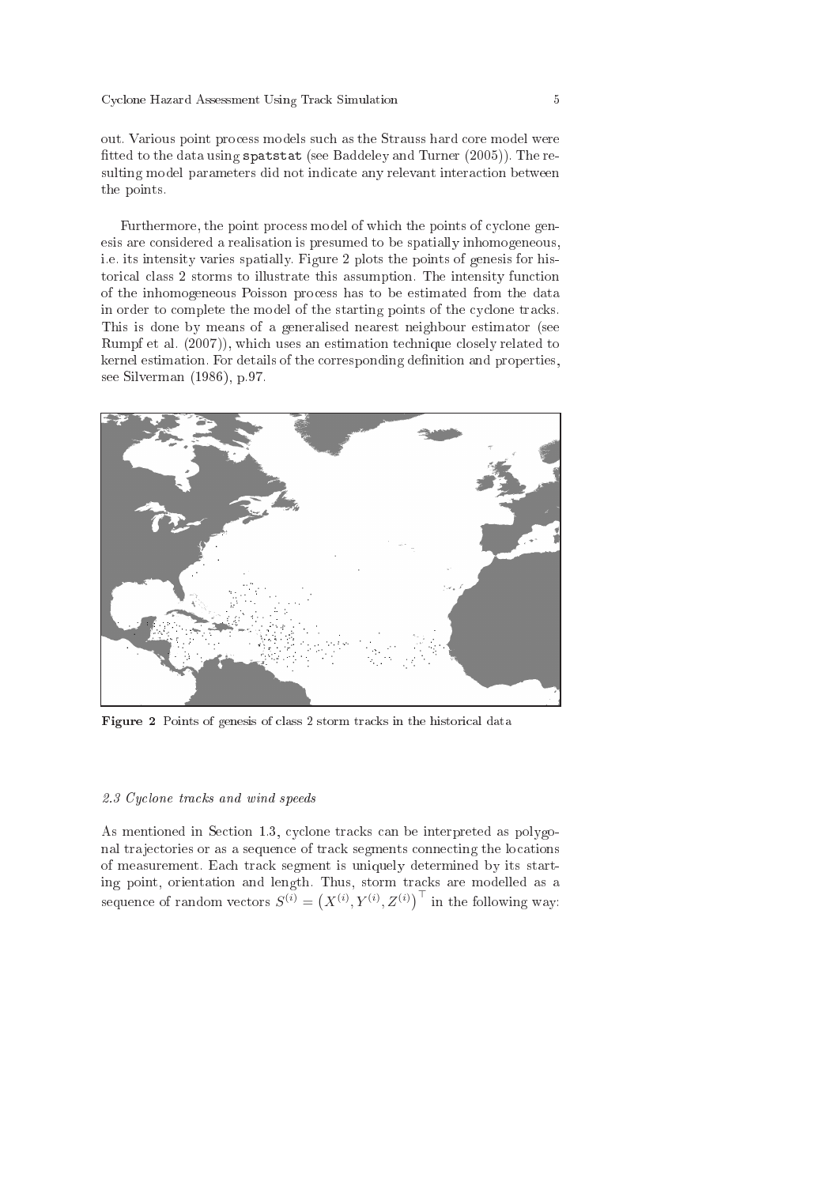out. Various point process models such as the Strauss hard core model were fitted to the data using `spatstat` (see Baddeley and Turner (2005)). The resulting model parameters did not indicate any relevant interaction between the points.

Furthermore, the point process model of which the points of cyclone genesis are considered a realisation is presumed to be spatially inhomogeneous, i.e. its intensity varies spatially. Figure 2 plots the points of genesis for historical class 2 storms to illustrate this assumption. The intensity function of the inhomogeneous Poisson process has to be estimated from the data in order to complete the model of the starting points of the cyclone tracks. This is done by means of a generalised nearest neighbour estimator (see Rumpf et al. (2007)), which uses an estimation technique closely related to kernel estimation. For details of the corresponding definition and properties, see Silverman (1986), p.97.

**Figure 2** Points of genesis of class 2 storm tracks in the historical data

### *2.3 Cyclone tracks and wind speeds*

As mentioned in Section 1.3, cyclone tracks can be interpreted as polygonal trajectories or as a sequence of track segments connecting the locations of measurement. Each track segment is uniquely determined by its starting point, orientation and length. Thus, storm tracks are modelled as a sequence of random vectors $S^{(i)} = \left(X^{(i)}, Y^{(i)}, Z^{(i)}\right)^\top$ in the following way: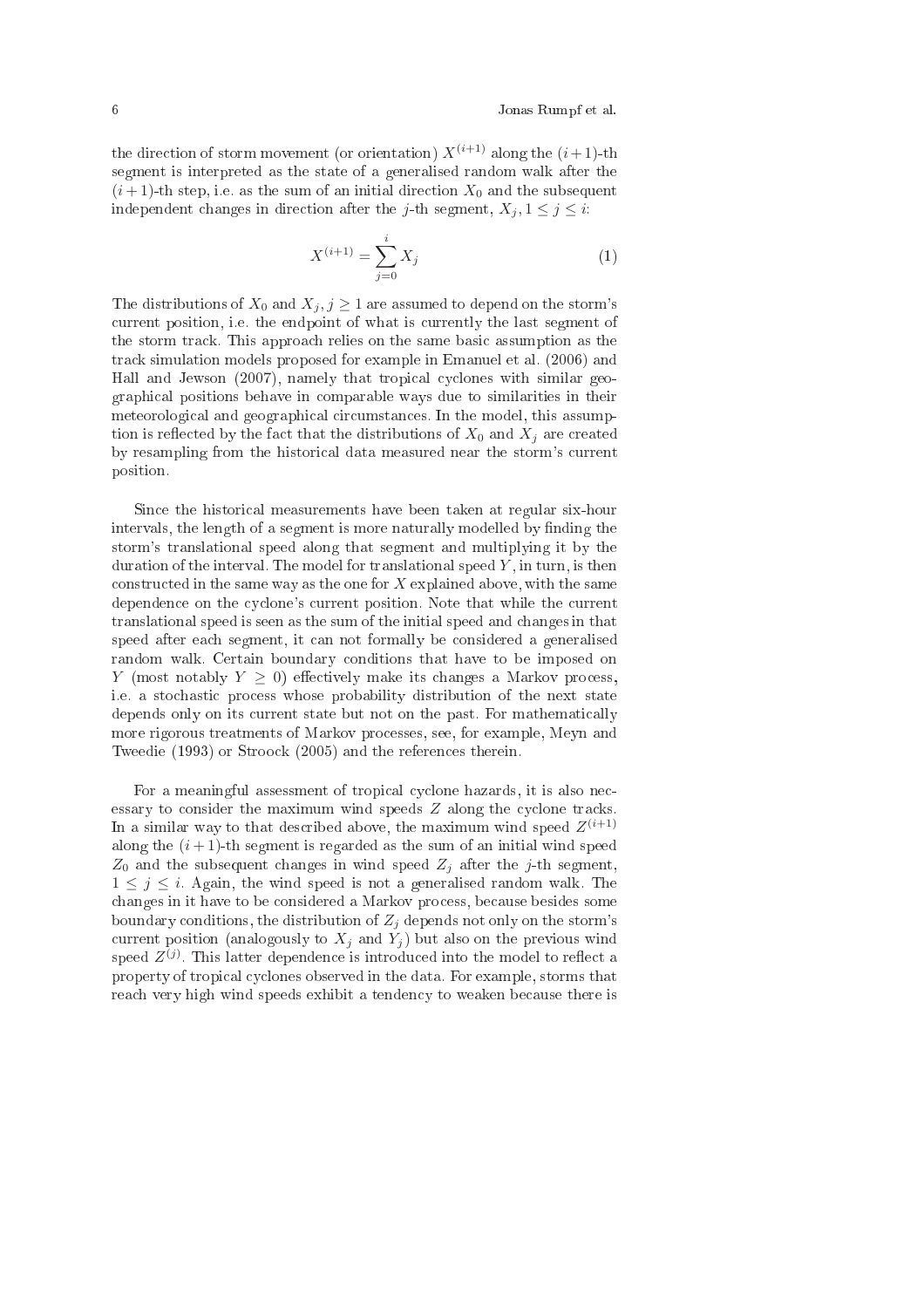the direction of storm movement (or orientation) $X^{(i+1)}$ along the $(i+1)$-th segment is interpreted as the state of a generalised random walk after the $(i+1)$-th step, i.e. as the sum of an initial direction $X_0$ and the subsequent independent changes in direction after the $j$-th segment, $X_j, 1 \leq j \leq i$:

$$X^{(i+1)} = \sum_{j=0}^{i} X_j \tag{1}$$

The distributions of $X_0$ and $X_j, j \geq 1$ are assumed to depend on the storm's current position, i.e. the endpoint of what is currently the last segment of the storm track. This approach relies on the same basic assumption as the track simulation models proposed for example in Emanuel et al. (2006) and Hall and Jewson (2007), namely that tropical cyclones with similar geographical positions behave in comparable ways due to similarities in their meteorological and geographical circumstances. In the model, this assumption is reflected by the fact that the distributions of $X_0$ and $X_j$ are created by resampling from the historical data measured near the storm's current position.

Since the historical measurements have been taken at regular six-hour intervals, the length of a segment is more naturally modelled by finding the storm's translational speed along that segment and multiplying it by the duration of the interval. The model for translational speed $Y$, in turn, is then constructed in the same way as the one for $X$ explained above, with the same dependence on the cyclone's current position. Note that while the current translational speed is seen as the sum of the initial speed and changes in that speed after each segment, it can not formally be considered a generalised random walk. Certain boundary conditions that have to be imposed on $Y$ (most notably $Y \geq 0$) effectively make its changes a Markov process, i.e. a stochastic process whose probability distribution of the next state depends only on its current state but not on the past. For mathematically more rigorous treatments of Markov processes, see, for example, Meyn and Tweedie (1993) or Stroock (2005) and the references therein.

For a meaningful assessment of tropical cyclone hazards, it is also necessary to consider the maximum wind speeds $Z$ along the cyclone tracks. In a similar way to that described above, the maximum wind speed $Z^{(i+1)}$ along the $(i+1)$-th segment is regarded as the sum of an initial wind speed $Z_0$ and the subsequent changes in wind speed $Z_j$ after the $j$-th segment, $1 \leq j \leq i$. Again, the wind speed is not a generalised random walk. The changes in it have to be considered a Markov process, because besides some boundary conditions, the distribution of $Z_j$ depends not only on the storm's current position (analogously to $X_j$ and $Y_j$) but also on the previous wind speed $Z^{(j)}$. This latter dependence is introduced into the model to reflect a property of tropical cyclones observed in the data. For example, storms that reach very high wind speeds exhibit a tendency to weaken because there is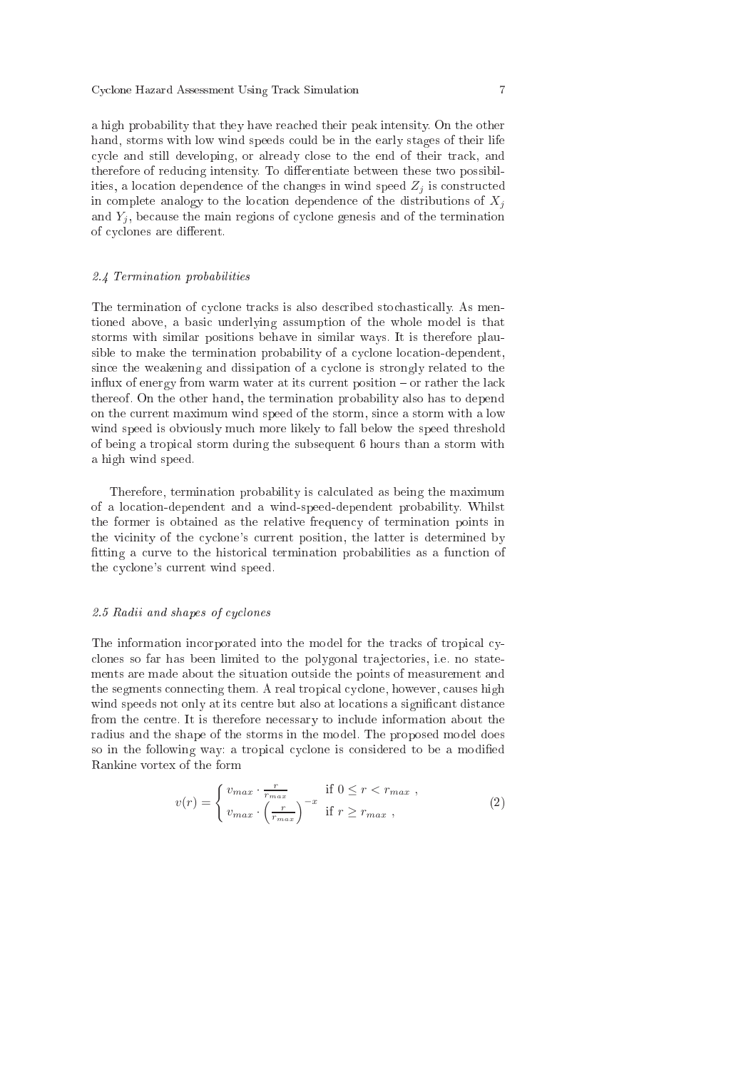a high probability that they have reached their peak intensity. On the other hand, storms with low wind speeds could be in the early stages of their life cycle and still developing, or already close to the end of their track, and therefore of reducing intensity. To differentiate between these two possibilities, a location dependence of the changes in wind speed $Z_j$ is constructed in complete analogy to the location dependence of the distributions of $X_j$ and $Y_j$, because the main regions of cyclone genesis and of the termination of cyclones are different.

### *2.4 Termination probabilities*

The termination of cyclone tracks is also described stochastically. As mentioned above, a basic underlying assumption of the whole model is that storms with similar positions behave in similar ways. It is therefore plausible to make the termination probability of a cyclone location-dependent, since the weakening and dissipation of a cyclone is strongly related to the influx of energy from warm water at its current position – or rather the lack thereof. On the other hand, the termination probability also has to depend on the current maximum wind speed of the storm, since a storm with a low wind speed is obviously much more likely to fall below the speed threshold of being a tropical storm during the subsequent 6 hours than a storm with a high wind speed.

Therefore, termination probability is calculated as being the maximum of a location-dependent and a wind-speed-dependent probability. Whilst the former is obtained as the relative frequency of termination points in the vicinity of the cyclone's current position, the latter is determined by fitting a curve to the historical termination probabilities as a function of the cyclone's current wind speed.

### *2.5 Radii and shapes of cyclones*

The information incorporated into the model for the tracks of tropical cyclones so far has been limited to the polygonal trajectories, i.e. no statements are made about the situation outside the points of measurement and the segments connecting them. A real tropical cyclone, however, causes high wind speeds not only at its centre but also at locations a significant distance from the centre. It is therefore necessary to include information about the radius and the shape of the storms in the model. The proposed model does so in the following way: a tropical cyclone is considered to be a modified Rankine vortex of the form

$$v(r) = \begin{cases} v_{max} \cdot \frac{r}{r_{max}} & \text{if } 0 \leq r < r_{max} \ , \\ v_{max} \cdot \left(\frac{r}{r_{max}}\right)^{-x} & \text{if } r \geq r_{max} \ , \end{cases} \tag{2}$$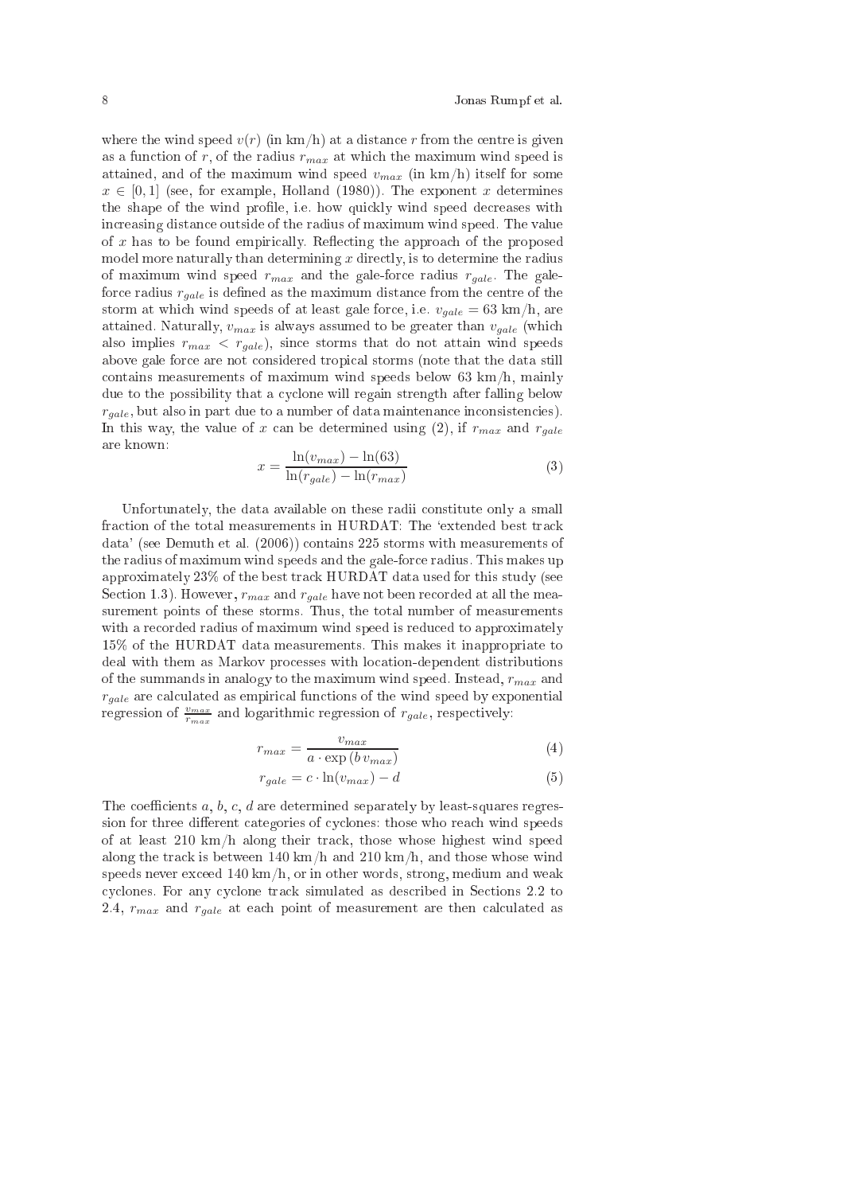where the wind speed $v(r)$ (in km/h) at a distance $r$ from the centre is given as a function of $r$, of the radius $r_{max}$ at which the maximum wind speed is attained, and of the maximum wind speed $v_{max}$ (in km/h) itself for some $x \in [0, 1]$ (see, for example, Holland (1980)). The exponent $x$ determines the shape of the wind profile, i.e. how quickly wind speed decreases with increasing distance outside of the radius of maximum wind speed. The value of $x$ has to be found empirically. Reflecting the approach of the proposed model more naturally than determining $x$ directly, is to determine the radius of maximum wind speed $r_{max}$ and the gale-force radius $r_{gale}$. The gale-force radius $r_{gale}$ is defined as the maximum distance from the centre of the storm at which wind speeds of at least gale force, i.e. $v_{gale} = 63$ km/h, are attained. Naturally, $v_{max}$ is always assumed to be greater than $v_{gale}$ (which also implies $r_{max} < r_{gale}$), since storms that do not attain wind speeds above gale force are not considered tropical storms (note that the data still contains measurements of maximum wind speeds below 63 km/h, mainly due to the possibility that a cyclone will regain strength after falling below $r_{gale}$, but also in part due to a number of data maintenance inconsistencies). In this way, the value of $x$ can be determined using (2), if $r_{max}$ and $r_{gale}$ are known:

$$x = \frac{\ln(v_{max}) - \ln(63)}{\ln(r_{gale}) - \ln(r_{max})} \tag{3}$$

Unfortunately, the data available on these radii constitute only a small fraction of the total measurements in HURDAT: The 'extended best track data' (see Demuth et al. (2006)) contains 225 storms with measurements of the radius of maximum wind speeds and the gale-force radius. This makes up approximately 23% of the best track HURDAT data used for this study (see Section 1.3). However, $r_{max}$ and $r_{gale}$ have not been recorded at all the measurement points of these storms. Thus, the total number of measurements with a recorded radius of maximum wind speed is reduced to approximately 15% of the HURDAT data measurements. This makes it inappropriate to deal with them as Markov processes with location-dependent distributions of the summands in analogy to the maximum wind speed. Instead, $r_{max}$ and $r_{gale}$ are calculated as empirical functions of the wind speed by exponential regression of $\frac{v_{max}}{r_{max}}$ and logarithmic regression of $r_{gale}$, respectively:

$$r_{max} = \frac{v_{max}}{a \cdot \exp(b\, v_{max})} \tag{4}$$

$$r_{gale} = c \cdot \ln(v_{max}) - d \tag{5}$$

The coefficients $a$, $b$, $c$, $d$ are determined separately by least-squares regression for three different categories of cyclones: those who reach wind speeds of at least 210 km/h along their track, those whose highest wind speed along the track is between 140 km/h and 210 km/h, and those whose wind speeds never exceed 140 km/h, or in other words, strong, medium and weak cyclones. For any cyclone track simulated as described in Sections 2.2 to 2.4, $r_{max}$ and $r_{gale}$ at each point of measurement are then calculated as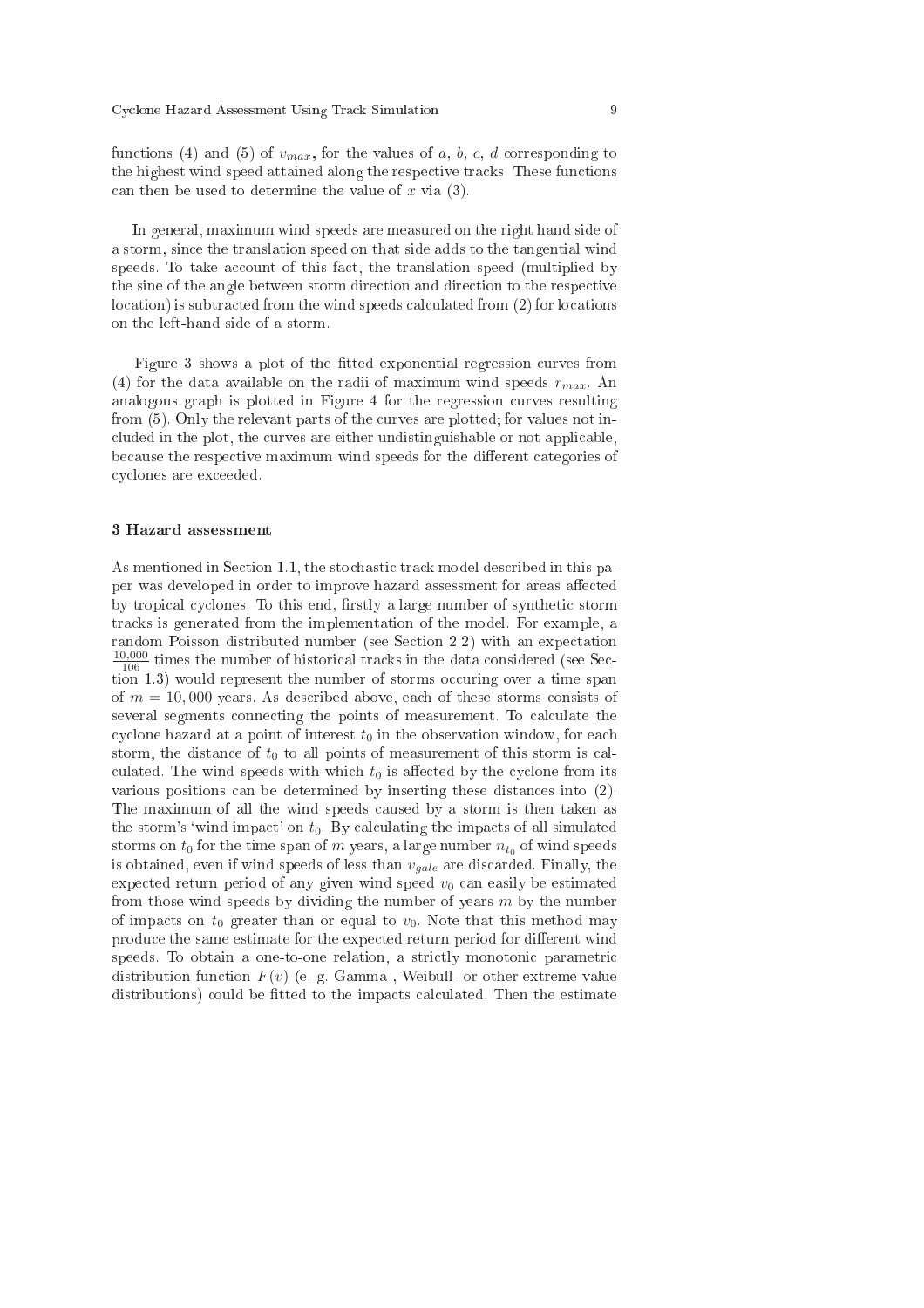functions (4) and (5) of $v_{max}$, for the values of $a$, $b$, $c$, $d$ corresponding to the highest wind speed attained along the respective tracks. These functions can then be used to determine the value of $x$ via (3).

In general, maximum wind speeds are measured on the right hand side of a storm, since the translation speed on that side adds to the tangential wind speeds. To take account of this fact, the translation speed (multiplied by the sine of the angle between storm direction and direction to the respective location) is subtracted from the wind speeds calculated from (2) for locations on the left-hand side of a storm.

Figure 3 shows a plot of the fitted exponential regression curves from (4) for the data available on the radii of maximum wind speeds $r_{max}$. An analogous graph is plotted in Figure 4 for the regression curves resulting from (5). Only the relevant parts of the curves are plotted; for values not included in the plot, the curves are either undistinguishable or not applicable, because the respective maximum wind speeds for the different categories of cyclones are exceeded.

## 3 Hazard assessment

As mentioned in Section 1.1, the stochastic track model described in this paper was developed in order to improve hazard assessment for areas affected by tropical cyclones. To this end, firstly a large number of synthetic storm tracks is generated from the implementation of the model. For example, a random Poisson distributed number (see Section 2.2) with an expectation $\frac{10,000}{106}$ times the number of historical tracks in the data considered (see Section 1.3) would represent the number of storms occuring over a time span of $m = 10,000$ years. As described above, each of these storms consists of several segments connecting the points of measurement. To calculate the cyclone hazard at a point of interest $t_0$ in the observation window, for each storm, the distance of $t_0$ to all points of measurement of this storm is calculated. The wind speeds with which $t_0$ is affected by the cyclone from its various positions can be determined by inserting these distances into (2). The maximum of all the wind speeds caused by a storm is then taken as the storm's 'wind impact' on $t_0$. By calculating the impacts of all simulated storms on $t_0$ for the time span of $m$ years, a large number $n_{t_0}$ of wind speeds is obtained, even if wind speeds of less than $v_{gale}$ are discarded. Finally, the expected return period of any given wind speed $v_0$ can easily be estimated from those wind speeds by dividing the number of years $m$ by the number of impacts on $t_0$ greater than or equal to $v_0$. Note that this method may produce the same estimate for the expected return period for different wind speeds. To obtain a one-to-one relation, a strictly monotonic parametric distribution function $F(v)$ (e. g. Gamma-, Weibull- or other extreme value distributions) could be fitted to the impacts calculated. Then the estimate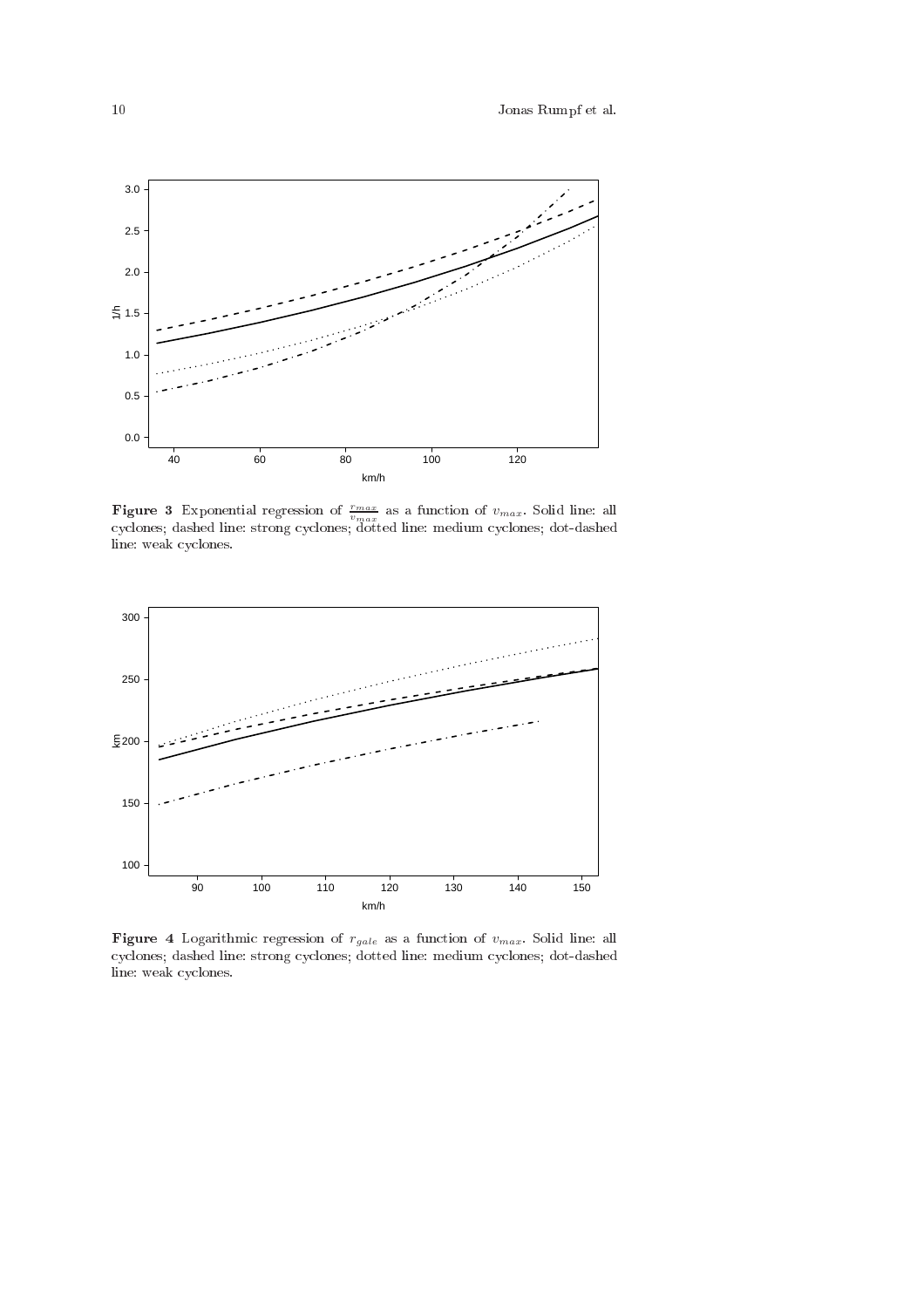**Figure 3** Exponential regression of $\frac{r_{max}}{v_{max}}$ as a function of $v_{max}$. Solid line: all cyclones; dashed line: strong cyclones; dotted line: medium cyclones; dot-dashed line: weak cyclones.

**Figure 4** Logarithmic regression of $r_{gale}$ as a function of $v_{max}$. Solid line: all cyclones; dashed line: strong cyclones; dotted line: medium cyclones; dot-dashed line: weak cyclones.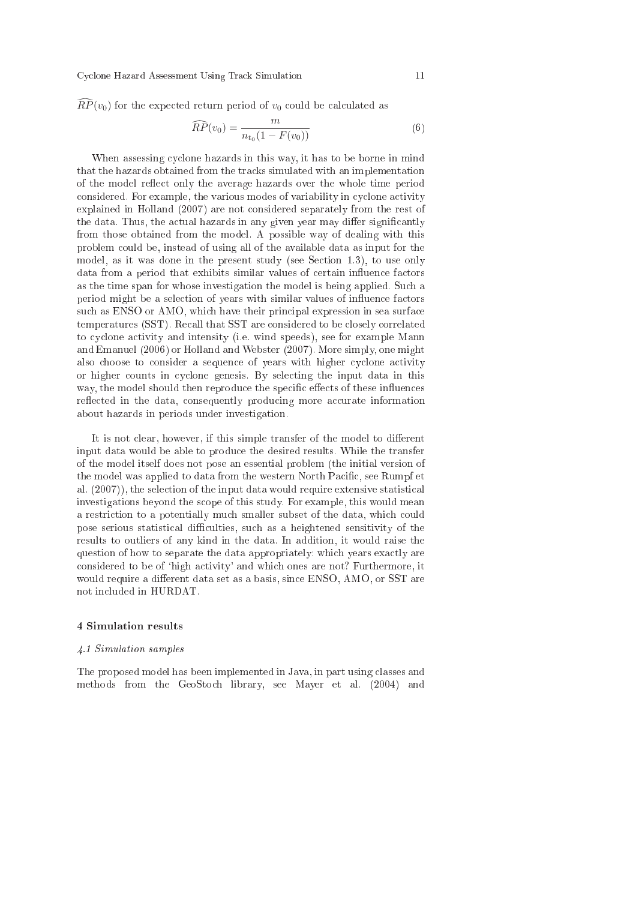$\widehat{RP}(v_0)$ for the expected return period of $v_0$ could be calculated as

$$\widehat{RP}(v_0) = \frac{m}{n_{t_0}(1 - F(v_0))} \tag{6}$$

When assessing cyclone hazards in this way, it has to be borne in mind that the hazards obtained from the tracks simulated with an implementation of the model reflect only the average hazards over the whole time period considered. For example, the various modes of variability in cyclone activity explained in Holland (2007) are not considered separately from the rest of the data. Thus, the actual hazards in any given year may differ significantly from those obtained from the model. A possible way of dealing with this problem could be, instead of using all of the available data as input for the model, as it was done in the present study (see Section 1.3), to use only data from a period that exhibits similar values of certain influence factors as the time span for whose investigation the model is being applied. Such a period might be a selection of years with similar values of influence factors such as ENSO or AMO, which have their principal expression in sea surface temperatures (SST). Recall that SST are considered to be closely correlated to cyclone activity and intensity (i.e. wind speeds), see for example Mann and Emanuel (2006) or Holland and Webster (2007). More simply, one might also choose to consider a sequence of years with higher cyclone activity or higher counts in cyclone genesis. By selecting the input data in this way, the model should then reproduce the specific effects of these influences reflected in the data, consequently producing more accurate information about hazards in periods under investigation.

It is not clear, however, if this simple transfer of the model to different input data would be able to produce the desired results. While the transfer of the model itself does not pose an essential problem (the initial version of the model was applied to data from the western North Pacific, see Rumpf et al. (2007)), the selection of the input data would require extensive statistical investigations beyond the scope of this study. For example, this would mean a restriction to a potentially much smaller subset of the data, which could pose serious statistical difficulties, such as a heightened sensitivity of the results to outliers of any kind in the data. In addition, it would raise the question of how to separate the data appropriately: which years exactly are considered to be of 'high activity' and which ones are not? Furthermore, it would require a different data set as a basis, since ENSO, AMO, or SST are not included in HURDAT.

## 4 Simulation results

### *4.1 Simulation samples*

The proposed model has been implemented in Java, in part using classes and methods from the GeoStoch library, see Mayer et al. (2004) and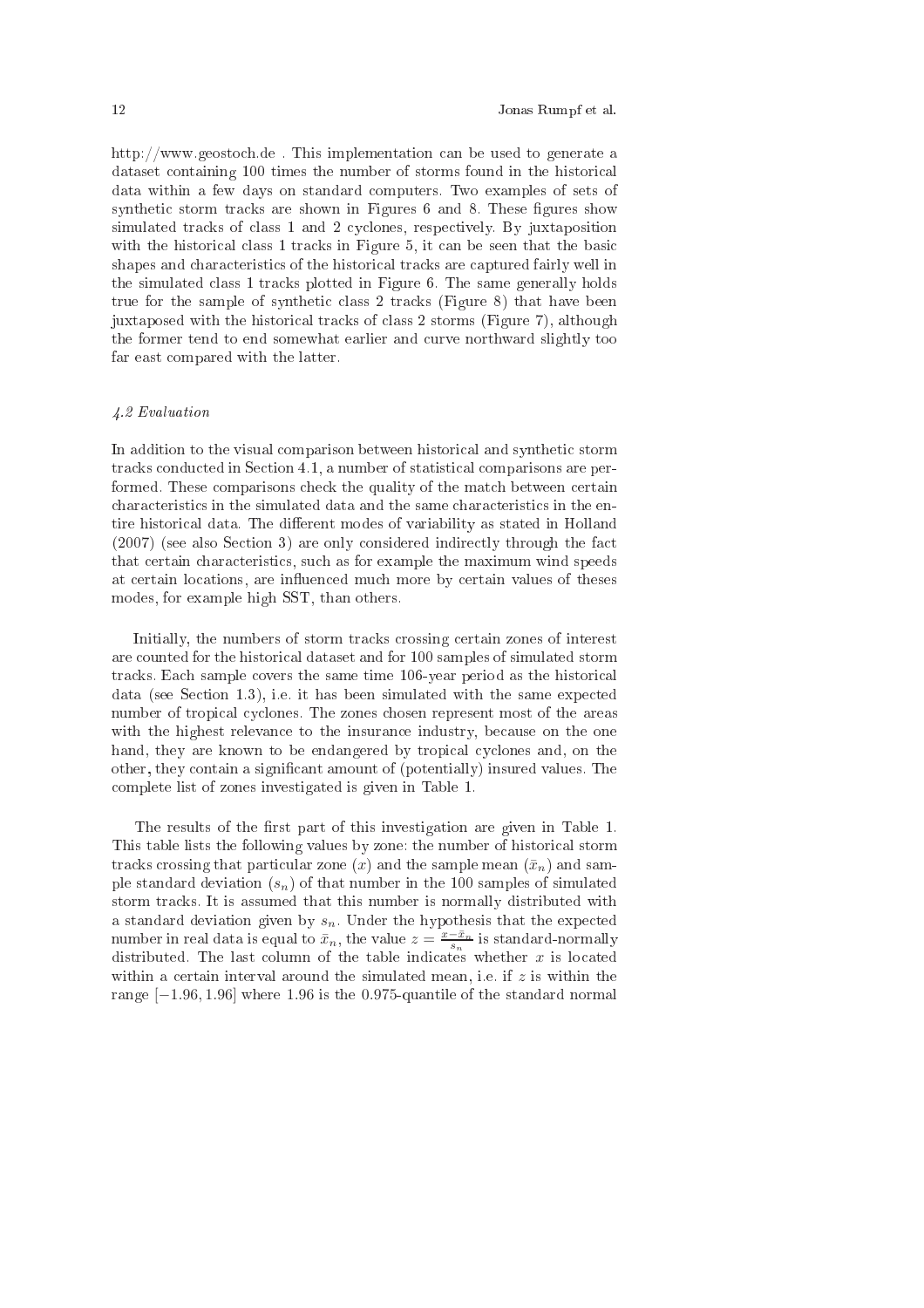http://www.geostoch.de . This implementation can be used to generate a dataset containing 100 times the number of storms found in the historical data within a few days on standard computers. Two examples of sets of synthetic storm tracks are shown in Figures 6 and 8. These figures show simulated tracks of class 1 and 2 cyclones, respectively. By juxtaposition with the historical class 1 tracks in Figure 5, it can be seen that the basic shapes and characteristics of the historical tracks are captured fairly well in the simulated class 1 tracks plotted in Figure 6. The same generally holds true for the sample of synthetic class 2 tracks (Figure 8) that have been juxtaposed with the historical tracks of class 2 storms (Figure 7), although the former tend to end somewhat earlier and curve northward slightly too far east compared with the latter.

### *4.2 Evaluation*

In addition to the visual comparison between historical and synthetic storm tracks conducted in Section 4.1, a number of statistical comparisons are performed. These comparisons check the quality of the match between certain characteristics in the simulated data and the same characteristics in the entire historical data. The different modes of variability as stated in Holland (2007) (see also Section 3) are only considered indirectly through the fact that certain characteristics, such as for example the maximum wind speeds at certain locations, are influenced much more by certain values of theses modes, for example high SST, than others.

Initially, the numbers of storm tracks crossing certain zones of interest are counted for the historical dataset and for 100 samples of simulated storm tracks. Each sample covers the same time 106-year period as the historical data (see Section 1.3), i.e. it has been simulated with the same expected number of tropical cyclones. The zones chosen represent most of the areas with the highest relevance to the insurance industry, because on the one hand, they are known to be endangered by tropical cyclones and, on the other, they contain a significant amount of (potentially) insured values. The complete list of zones investigated is given in Table 1.

The results of the first part of this investigation are given in Table 1. This table lists the following values by zone: the number of historical storm tracks crossing that particular zone ($x$) and the sample mean ($\bar{x}_n$) and sample standard deviation ($s_n$) of that number in the 100 samples of simulated storm tracks. It is assumed that this number is normally distributed with a standard deviation given by $s_n$. Under the hypothesis that the expected number in real data is equal to $\bar{x}_n$, the value $z = \frac{x - \bar{x}_n}{s_n}$ is standard-normally distributed. The last column of the table indicates whether $x$ is located within a certain interval around the simulated mean, i.e. if $z$ is within the range $[-1.96, 1.96]$ where 1.96 is the 0.975-quantile of the standard normal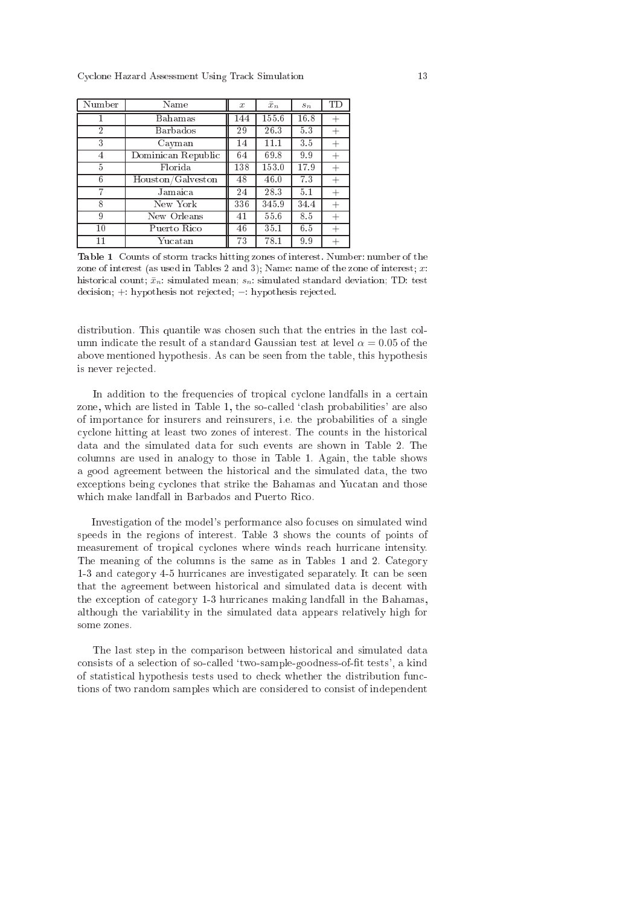| Number | Name | $x$ | $\bar{x}_n$ | $s_n$ | TD |
|---|---|---|---|---|---|
| 1 | Bahamas | 144 | 155.6 | 16.8 | + |
| 2 | Barbados | 29 | 26.3 | 5.3 | + |
| 3 | Cayman | 14 | 11.1 | 3.5 | + |
| 4 | Dominican Republic | 64 | 69.8 | 9.9 | + |
| 5 | Florida | 138 | 153.0 | 17.9 | + |
| 6 | Houston/Galveston | 48 | 46.0 | 7.3 | + |
| 7 | Jamaica | 24 | 28.3 | 5.1 | + |
| 8 | New York | 336 | 345.9 | 34.4 | + |
| 9 | New Orleans | 41 | 55.6 | 8.5 | + |
| 10 | Puerto Rico | 46 | 35.1 | 6.5 | + |
| 11 | Yucatan | 73 | 78.1 | 9.9 | + |

**Table 1** Counts of storm tracks hitting zones of interest. Number: number of the zone of interest (as used in Tables 2 and 3); Name: name of the zone of interest; $x$: historical count; $\bar{x}_n$: simulated mean; $s_n$: simulated standard deviation; TD: test decision; $+$: hypothesis not rejected; $-$: hypothesis rejected.

distribution. This quantile was chosen such that the entries in the last column indicate the result of a standard Gaussian test at level $\alpha = 0.05$ of the above mentioned hypothesis. As can be seen from the table, this hypothesis is never rejected.

In addition to the frequencies of tropical cyclone landfalls in a certain zone, which are listed in Table 1, the so-called 'clash probabilities' are also of importance for insurers and reinsurers, i.e. the probabilities of a single cyclone hitting at least two zones of interest. The counts in the historical data and the simulated data for such events are shown in Table 2. The columns are used in analogy to those in Table 1. Again, the table shows a good agreement between the historical and the simulated data, the two exceptions being cyclones that strike the Bahamas and Yucatan and those which make landfall in Barbados and Puerto Rico.

Investigation of the model's performance also focuses on simulated wind speeds in the regions of interest. Table 3 shows the counts of points of measurement of tropical cyclones where winds reach hurricane intensity. The meaning of the columns is the same as in Tables 1 and 2. Category 1-3 and category 4-5 hurricanes are investigated separately. It can be seen that the agreement between historical and simulated data is decent with the exception of category 1-3 hurricanes making landfall in the Bahamas, although the variability in the simulated data appears relatively high for some zones.

The last step in the comparison between historical and simulated data consists of a selection of so-called 'two-sample-goodness-of-fit tests', a kind of statistical hypothesis tests used to check whether the distribution functions of two random samples which are considered to consist of independent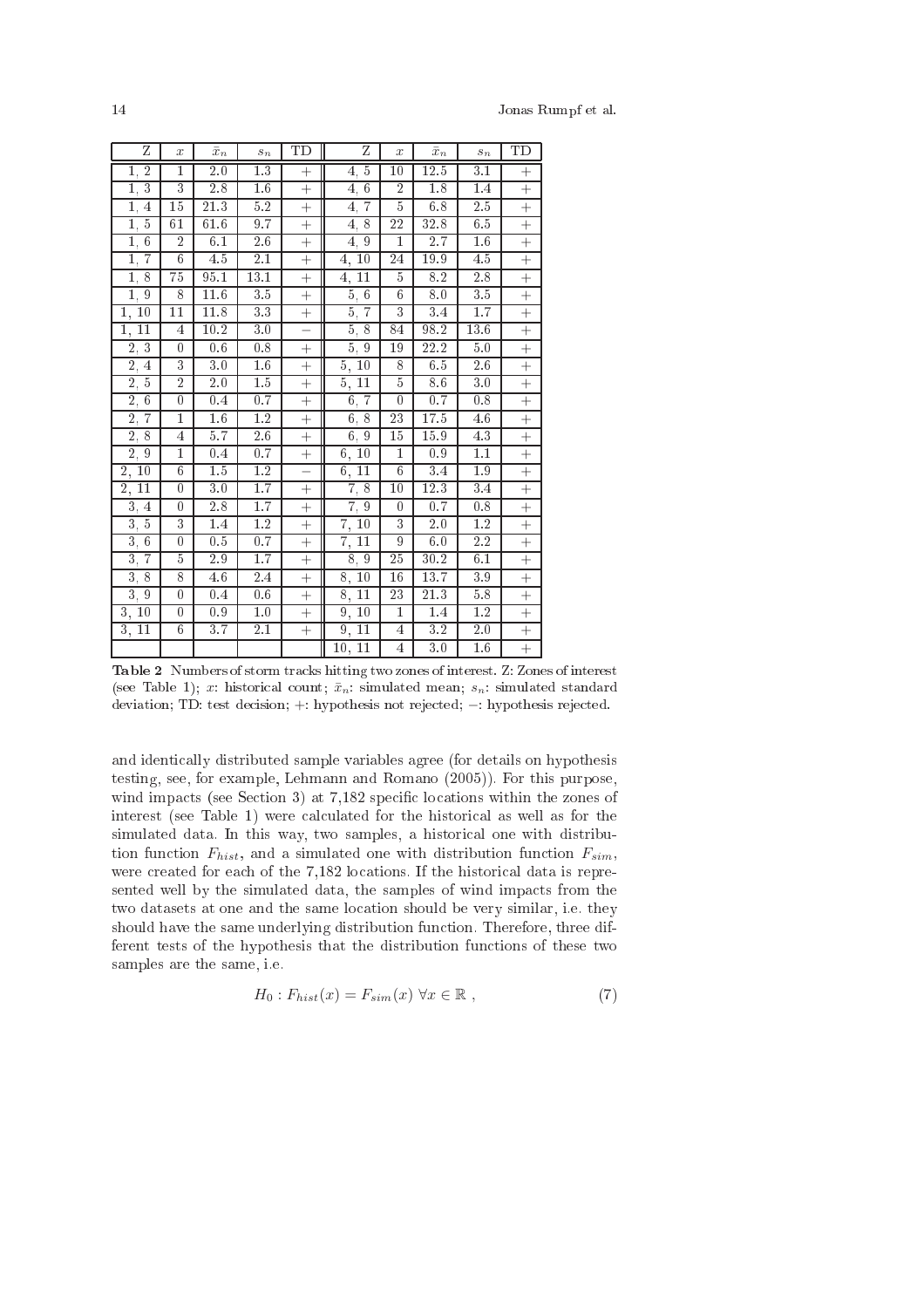| Z | $x$ | $\bar{x}_n$ | $s_n$ | TD | Z | $x$ | $\bar{x}_n$ | $s_n$ | TD |
|---|---|---|---|---|---|---|---|---|---|
| 1, 2 | 1 | 2.0 | 1.3 | + | 4, 5 | 10 | 12.5 | 3.1 | + |
| 1, 3 | 3 | 2.8 | 1.6 | + | 4, 6 | 2 | 1.8 | 1.4 | + |
| 1, 4 | 15 | 21.3 | 5.2 | + | 4, 7 | 5 | 6.8 | 2.5 | + |
| 1, 5 | 61 | 61.6 | 9.7 | + | 4, 8 | 22 | 32.8 | 6.5 | + |
| 1, 6 | 2 | 6.1 | 2.6 | + | 4, 9 | 1 | 2.7 | 1.6 | + |
| 1, 7 | 6 | 4.5 | 2.1 | + | 4, 10 | 24 | 19.9 | 4.5 | + |
| 1, 8 | 75 | 95.1 | 13.1 | + | 4, 11 | 5 | 8.2 | 2.8 | + |
| 1, 9 | 8 | 11.6 | 3.5 | + | 5, 6 | 6 | 8.0 | 3.5 | + |
| 1, 10 | 11 | 11.8 | 3.3 | + | 5, 7 | 3 | 3.4 | 1.7 | + |
| 1, 11 | 4 | 10.2 | 3.0 | − | 5, 8 | 84 | 98.2 | 13.6 | + |
| 2, 3 | 0 | 0.6 | 0.8 | + | 5, 9 | 19 | 22.2 | 5.0 | + |
| 2, 4 | 3 | 3.0 | 1.6 | + | 5, 10 | 8 | 6.5 | 2.6 | + |
| 2, 5 | 2 | 2.0 | 1.5 | + | 5, 11 | 5 | 8.6 | 3.0 | + |
| 2, 6 | 0 | 0.4 | 0.7 | + | 6, 7 | 0 | 0.7 | 0.8 | + |
| 2, 7 | 1 | 1.6 | 1.2 | + | 6, 8 | 23 | 17.5 | 4.6 | + |
| 2, 8 | 4 | 5.7 | 2.6 | + | 6, 9 | 15 | 15.9 | 4.3 | + |
| 2, 9 | 1 | 0.4 | 0.7 | + | 6, 10 | 1 | 0.9 | 1.1 | + |
| 2, 10 | 6 | 1.5 | 1.2 | − | 6, 11 | 6 | 3.4 | 1.9 | + |
| 2, 11 | 0 | 3.0 | 1.7 | + | 7, 8 | 10 | 12.3 | 3.4 | + |
| 3, 4 | 0 | 2.8 | 1.7 | + | 7, 9 | 0 | 0.7 | 0.8 | + |
| 3, 5 | 3 | 1.4 | 1.2 | + | 7, 10 | 3 | 2.0 | 1.2 | + |
| 3, 6 | 0 | 0.5 | 0.7 | + | 7, 11 | 9 | 6.0 | 2.2 | + |
| 3, 7 | 5 | 2.9 | 1.7 | + | 8, 9 | 25 | 30.2 | 6.1 | + |
| 3, 8 | 8 | 4.6 | 2.4 | + | 8, 10 | 16 | 13.7 | 3.9 | + |
| 3, 9 | 0 | 0.4 | 0.6 | + | 8, 11 | 23 | 21.3 | 5.8 | + |
| 3, 10 | 0 | 0.9 | 1.0 | + | 9, 10 | 1 | 1.4 | 1.2 | + |
| 3, 11 | 6 | 3.7 | 2.1 | + | 9, 11 | 4 | 3.2 | 2.0 | + |
| | | | | | 10, 11 | 4 | 3.0 | 1.6 | + |

**Table 2** Numbers of storm tracks hitting two zones of interest. Z: Zones of interest (see Table 1); $x$: historical count; $\bar{x}_n$: simulated mean; $s_n$: simulated standard deviation; TD: test decision; +: hypothesis not rejected; −: hypothesis rejected.

and identically distributed sample variables agree (for details on hypothesis testing, see, for example, Lehmann and Romano (2005)). For this purpose, wind impacts (see Section 3) at 7,182 specific locations within the zones of interest (see Table 1) were calculated for the historical as well as for the simulated data. In this way, two samples, a historical one with distribution function $F_{hist}$, and a simulated one with distribution function $F_{sim}$, were created for each of the 7,182 locations. If the historical data is represented well by the simulated data, the samples of wind impacts from the two datasets at one and the same location should be very similar, i.e. they should have the same underlying distribution function. Therefore, three different tests of the hypothesis that the distribution functions of these two samples are the same, i.e.

$$H_0 : F_{hist}(x) = F_{sim}(x) \ \forall x \in \mathbb{R} \ , \tag{7}$$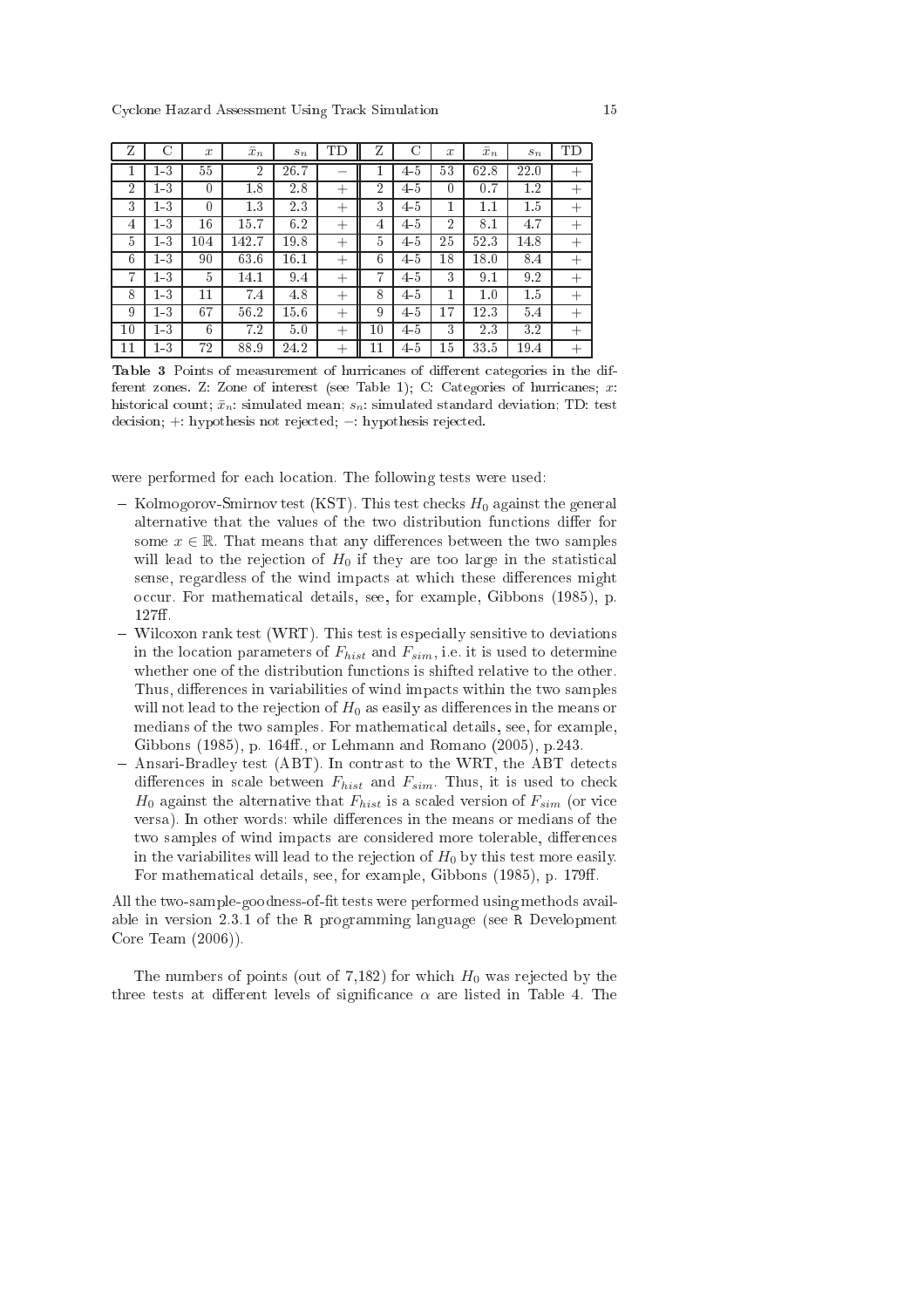| Z | C | $x$ | $\bar{x}_n$ | $s_n$ | TD | Z | C | $x$ | $\bar{x}_n$ | $s_n$ | TD |
|---|---|---|---|---|---|---|---|---|---|---|---|
| 1 | 1-3 | 55 | 2 | 26.7 | $-$ | 1 | 4-5 | 53 | 62.8 | 22.0 | $+$ |
| 2 | 1-3 | 0 | 1.8 | 2.8 | $+$ | 2 | 4-5 | 0 | 0.7 | 1.2 | $+$ |
| 3 | 1-3 | 0 | 1.3 | 2.3 | $+$ | 3 | 4-5 | 1 | 1.1 | 1.5 | $+$ |
| 4 | 1-3 | 16 | 15.7 | 6.2 | $+$ | 4 | 4-5 | 2 | 8.1 | 4.7 | $+$ |
| 5 | 1-3 | 104 | 142.7 | 19.8 | $+$ | 5 | 4-5 | 25 | 52.3 | 14.8 | $+$ |
| 6 | 1-3 | 90 | 63.6 | 16.1 | $+$ | 6 | 4-5 | 18 | 18.0 | 8.4 | $+$ |
| 7 | 1-3 | 5 | 14.1 | 9.4 | $+$ | 7 | 4-5 | 3 | 9.1 | 9.2 | $+$ |
| 8 | 1-3 | 11 | 7.4 | 4.8 | $+$ | 8 | 4-5 | 1 | 1.0 | 1.5 | $+$ |
| 9 | 1-3 | 67 | 56.2 | 15.6 | $+$ | 9 | 4-5 | 17 | 12.3 | 5.4 | $+$ |
| 10 | 1-3 | 6 | 7.2 | 5.0 | $+$ | 10 | 4-5 | 3 | 2.3 | 3.2 | $+$ |
| 11 | 1-3 | 72 | 88.9 | 24.2 | $+$ | 11 | 4-5 | 15 | 33.5 | 19.4 | $+$ |

**Table 3** Points of measurement of hurricanes of different categories in the different zones. Z: Zone of interest (see Table 1); C: Categories of hurricanes; $x$: historical count; $\bar{x}_n$: simulated mean; $s_n$: simulated standard deviation; TD: test decision; $+$: hypothesis not rejected; $-$: hypothesis rejected.

were performed for each location. The following tests were used:

- Kolmogorov-Smirnov test (KST). This test checks $H_0$ against the general alternative that the values of the two distribution functions differ for some $x \in \mathbb{R}$. That means that any differences between the two samples will lead to the rejection of $H_0$ if they are too large in the statistical sense, regardless of the wind impacts at which these differences might occur. For mathematical details, see, for example, Gibbons (1985), p. 127ff.
- Wilcoxon rank test (WRT). This test is especially sensitive to deviations in the location parameters of $F_{hist}$ and $F_{sim}$, i.e. it is used to determine whether one of the distribution functions is shifted relative to the other. Thus, differences in variabilities of wind impacts within the two samples will not lead to the rejection of $H_0$ as easily as differences in the means or medians of the two samples. For mathematical details, see, for example, Gibbons (1985), p. 164ff., or Lehmann and Romano (2005), p.243.
- Ansari-Bradley test (ABT). In contrast to the WRT, the ABT detects differences in scale between $F_{hist}$ and $F_{sim}$. Thus, it is used to check $H_0$ against the alternative that $F_{hist}$ is a scaled version of $F_{sim}$ (or vice versa). In other words: while differences in the means or medians of the two samples of wind impacts are considered more tolerable, differences in the variabilites will lead to the rejection of $H_0$ by this test more easily. For mathematical details, see, for example, Gibbons (1985), p. 179ff.

All the two-sample-goodness-of-fit tests were performed using methods available in version 2.3.1 of the R programming language (see R Development Core Team (2006)).

The numbers of points (out of 7,182) for which $H_0$ was rejected by the three tests at different levels of significance $\alpha$ are listed in Table 4. The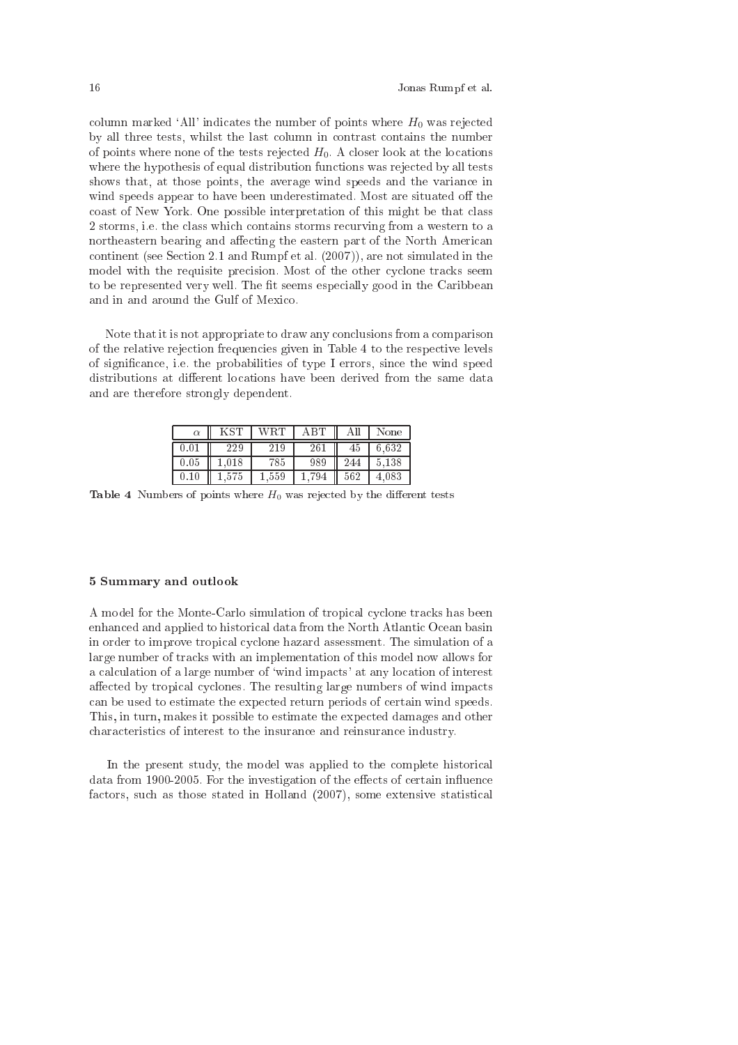column marked 'All' indicates the number of points where $H_0$ was rejected by all three tests, whilst the last column in contrast contains the number of points where none of the tests rejected $H_0$. A closer look at the locations where the hypothesis of equal distribution functions was rejected by all tests shows that, at those points, the average wind speeds and the variance in wind speeds appear to have been underestimated. Most are situated off the coast of New York. One possible interpretation of this might be that class 2 storms, i.e. the class which contains storms recurving from a western to a northeastern bearing and affecting the eastern part of the North American continent (see Section 2.1 and Rumpf et al. (2007)), are not simulated in the model with the requisite precision. Most of the other cyclone tracks seem to be represented very well. The fit seems especially good in the Caribbean and in and around the Gulf of Mexico.

Note that it is not appropriate to draw any conclusions from a comparison of the relative rejection frequencies given in Table 4 to the respective levels of significance, i.e. the probabilities of type I errors, since the wind speed distributions at different locations have been derived from the same data and are therefore strongly dependent.

| $\alpha$ | KST | WRT | ABT | All | None |
|---|---|---|---|---|---|
| 0.01 | 229 | 219 | 261 | 45 | 6,632 |
| 0.05 | 1,018 | 785 | 989 | 244 | 5,138 |
| 0.10 | 1,575 | 1,559 | 1,794 | 562 | 4,083 |

**Table 4** Numbers of points where $H_0$ was rejected by the different tests

## 5 Summary and outlook

A model for the Monte-Carlo simulation of tropical cyclone tracks has been enhanced and applied to historical data from the North Atlantic Ocean basin in order to improve tropical cyclone hazard assessment. The simulation of a large number of tracks with an implementation of this model now allows for a calculation of a large number of 'wind impacts' at any location of interest affected by tropical cyclones. The resulting large numbers of wind impacts can be used to estimate the expected return periods of certain wind speeds. This, in turn, makes it possible to estimate the expected damages and other characteristics of interest to the insurance and reinsurance industry.

In the present study, the model was applied to the complete historical data from 1900-2005. For the investigation of the effects of certain influence factors, such as those stated in Holland (2007), some extensive statistical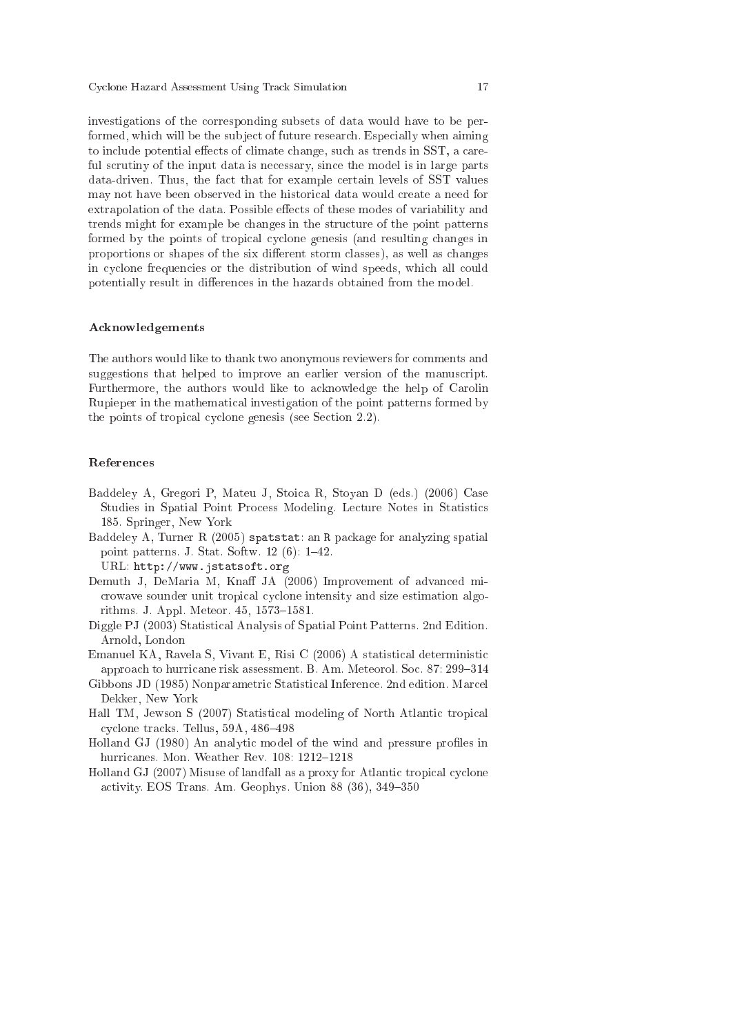investigations of the corresponding subsets of data would have to be performed, which will be the subject of future research. Especially when aiming to include potential effects of climate change, such as trends in SST, a careful scrutiny of the input data is necessary, since the model is in large parts data-driven. Thus, the fact that for example certain levels of SST values may not have been observed in the historical data would create a need for extrapolation of the data. Possible effects of these modes of variability and trends might for example be changes in the structure of the point patterns formed by the points of tropical cyclone genesis (and resulting changes in proportions or shapes of the six different storm classes), as well as changes in cyclone frequencies or the distribution of wind speeds, which all could potentially result in differences in the hazards obtained from the model.

## Acknowledgements

The authors would like to thank two anonymous reviewers for comments and suggestions that helped to improve an earlier version of the manuscript. Furthermore, the authors would like to acknowledge the help of Carolin Rupieper in the mathematical investigation of the point patterns formed by the points of tropical cyclone genesis (see Section 2.2).

## References

Baddeley A, Gregori P, Mateu J, Stoica R, Stoyan D (eds.) (2006) Case Studies in Spatial Point Process Modeling. Lecture Notes in Statistics 185. Springer, New York

Baddeley A, Turner R (2005) `spatstat`: an `R` package for analyzing spatial point patterns. J. Stat. Softw. 12 (6): 1–42. URL: `http://www.jstatsoft.org`

Demuth J, DeMaria M, Knaff JA (2006) Improvement of advanced microwave sounder unit tropical cyclone intensity and size estimation algorithms. J. Appl. Meteor. 45, 1573–1581.

Diggle PJ (2003) Statistical Analysis of Spatial Point Patterns. 2nd Edition. Arnold, London

Emanuel KA, Ravela S, Vivant E, Risi C (2006) A statistical deterministic approach to hurricane risk assessment. B. Am. Meteorol. Soc. 87: 299–314

Gibbons JD (1985) Nonparametric Statistical Inference. 2nd edition. Marcel Dekker, New York

Hall TM, Jewson S (2007) Statistical modeling of North Atlantic tropical cyclone tracks. Tellus, 59A, 486–498

Holland GJ (1980) An analytic model of the wind and pressure profiles in hurricanes. Mon. Weather Rev. 108: 1212–1218

Holland GJ (2007) Misuse of landfall as a proxy for Atlantic tropical cyclone activity. EOS Trans. Am. Geophys. Union 88 (36), 349–350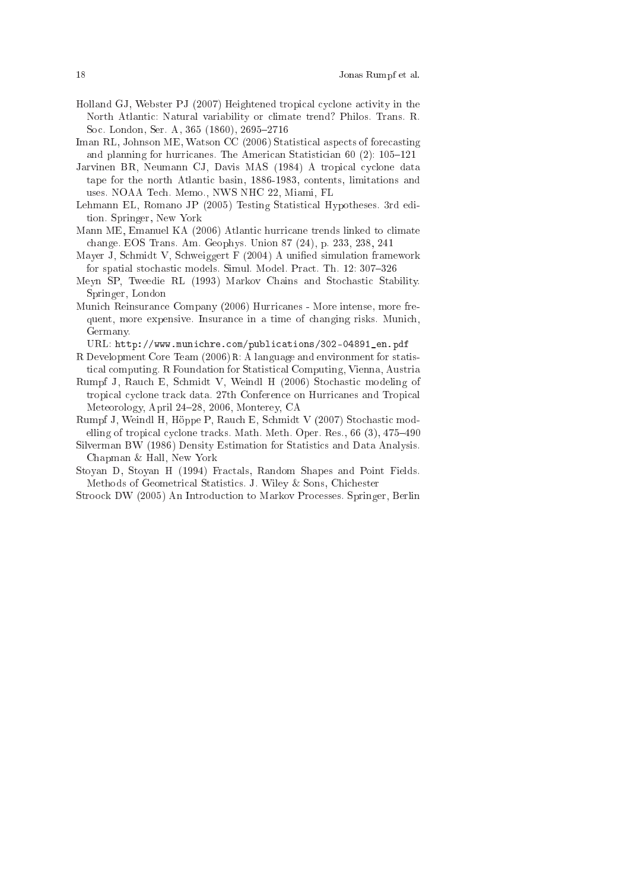Holland GJ, Webster PJ (2007) Heightened tropical cyclone activity in the North Atlantic: Natural variability or climate trend? Philos. Trans. R. Soc. London, Ser. A, 365 (1860), 2695–2716

Iman RL, Johnson ME, Watson CC (2006) Statistical aspects of forecasting and planning for hurricanes. The American Statistician 60 (2): 105–121

Jarvinen BR, Neumann CJ, Davis MAS (1984) A tropical cyclone data tape for the north Atlantic basin, 1886-1983, contents, limitations and uses. NOAA Tech. Memo., NWS NHC 22, Miami, FL

Lehmann EL, Romano JP (2005) Testing Statistical Hypotheses. 3rd edition. Springer, New York

Mann ME, Emanuel KA (2006) Atlantic hurricane trends linked to climate change. EOS Trans. Am. Geophys. Union 87 (24), p. 233, 238, 241

Mayer J, Schmidt V, Schweiggert F (2004) A unified simulation framework for spatial stochastic models. Simul. Model. Pract. Th. 12: 307–326

Meyn SP, Tweedie RL (1993) Markov Chains and Stochastic Stability. Springer, London

Munich Reinsurance Company (2006) Hurricanes - More intense, more frequent, more expensive. Insurance in a time of changing risks. Munich, Germany.
URL: `http://www.munichre.com/publications/302-04891_en.pdf`

R Development Core Team (2006) R: A language and environment for statistical computing. R Foundation for Statistical Computing, Vienna, Austria

Rumpf J, Rauch E, Schmidt V, Weindl H (2006) Stochastic modeling of tropical cyclone track data. 27th Conference on Hurricanes and Tropical Meteorology, April 24–28, 2006, Monterey, CA

Rumpf J, Weindl H, Höppe P, Rauch E, Schmidt V (2007) Stochastic modelling of tropical cyclone tracks. Math. Meth. Oper. Res., 66 (3), 475–490

Silverman BW (1986) Density Estimation for Statistics and Data Analysis. Chapman & Hall, New York

Stoyan D, Stoyan H (1994) Fractals, Random Shapes and Point Fields. Methods of Geometrical Statistics. J. Wiley & Sons, Chichester

Stroock DW (2005) An Introduction to Markov Processes. Springer, Berlin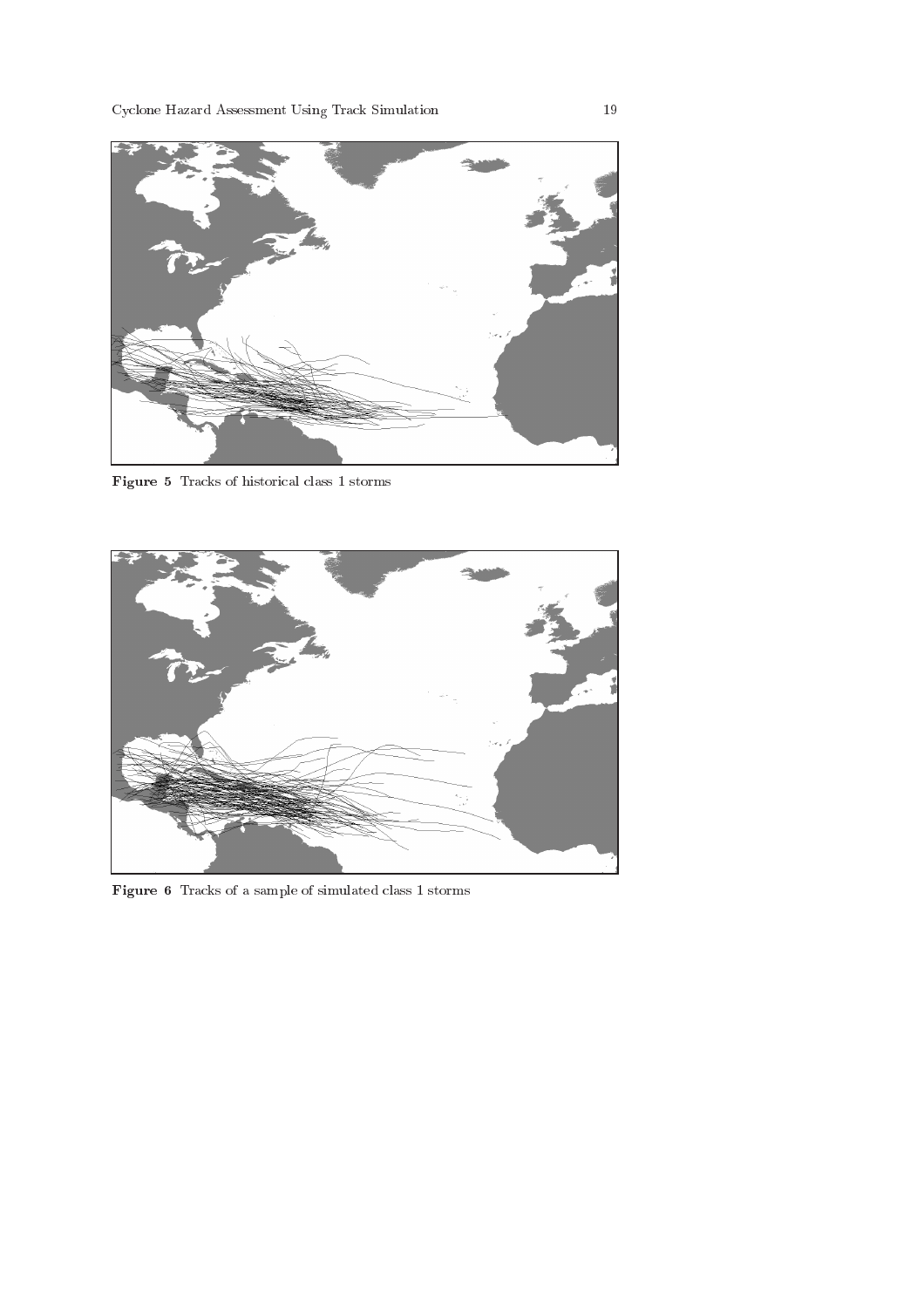**Figure 5** Tracks of historical class 1 storms

**Figure 6** Tracks of a sample of simulated class 1 storms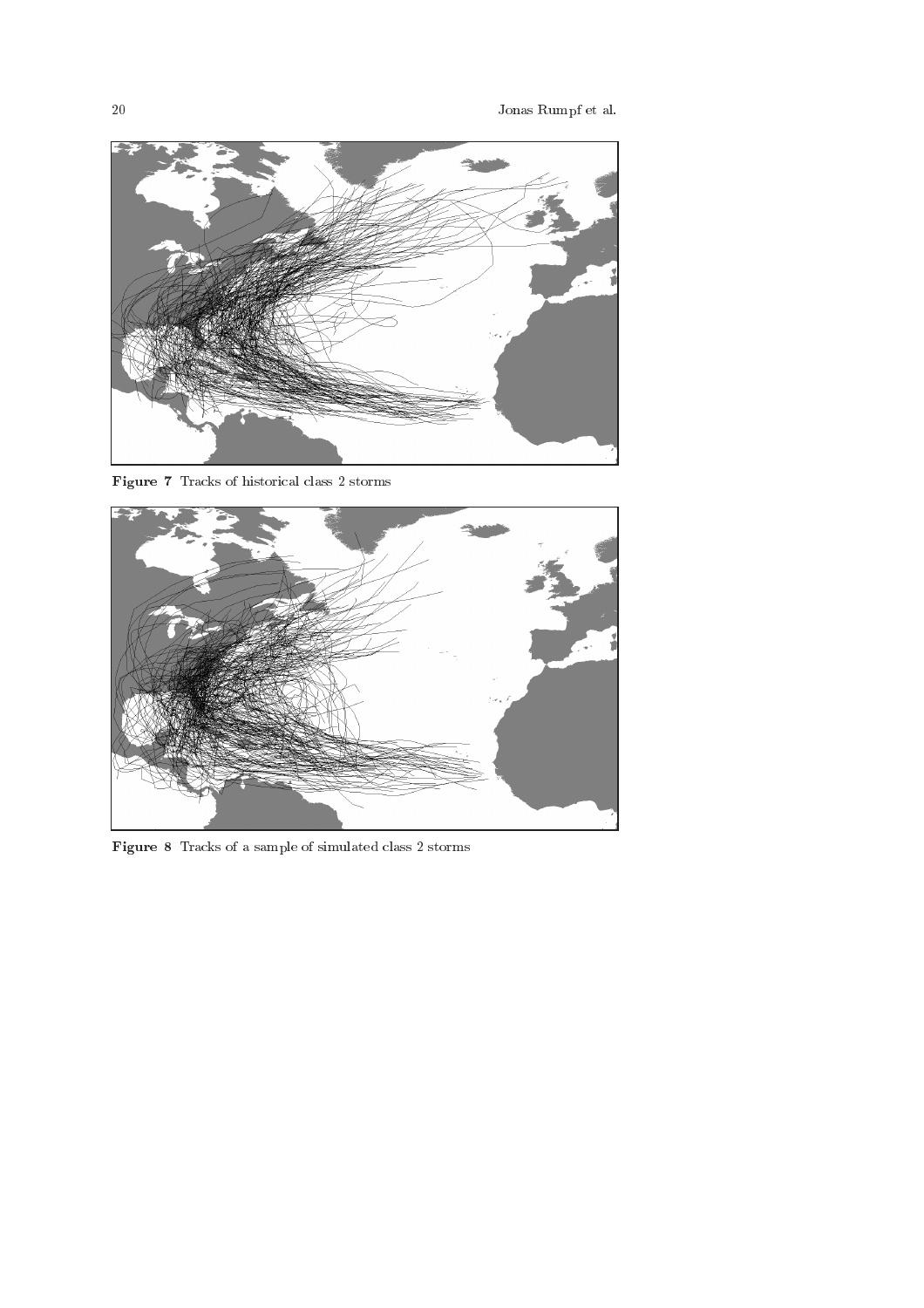**Figure 7** Tracks of historical class 2 storms

**Figure 8** Tracks of a sample of simulated class 2 storms